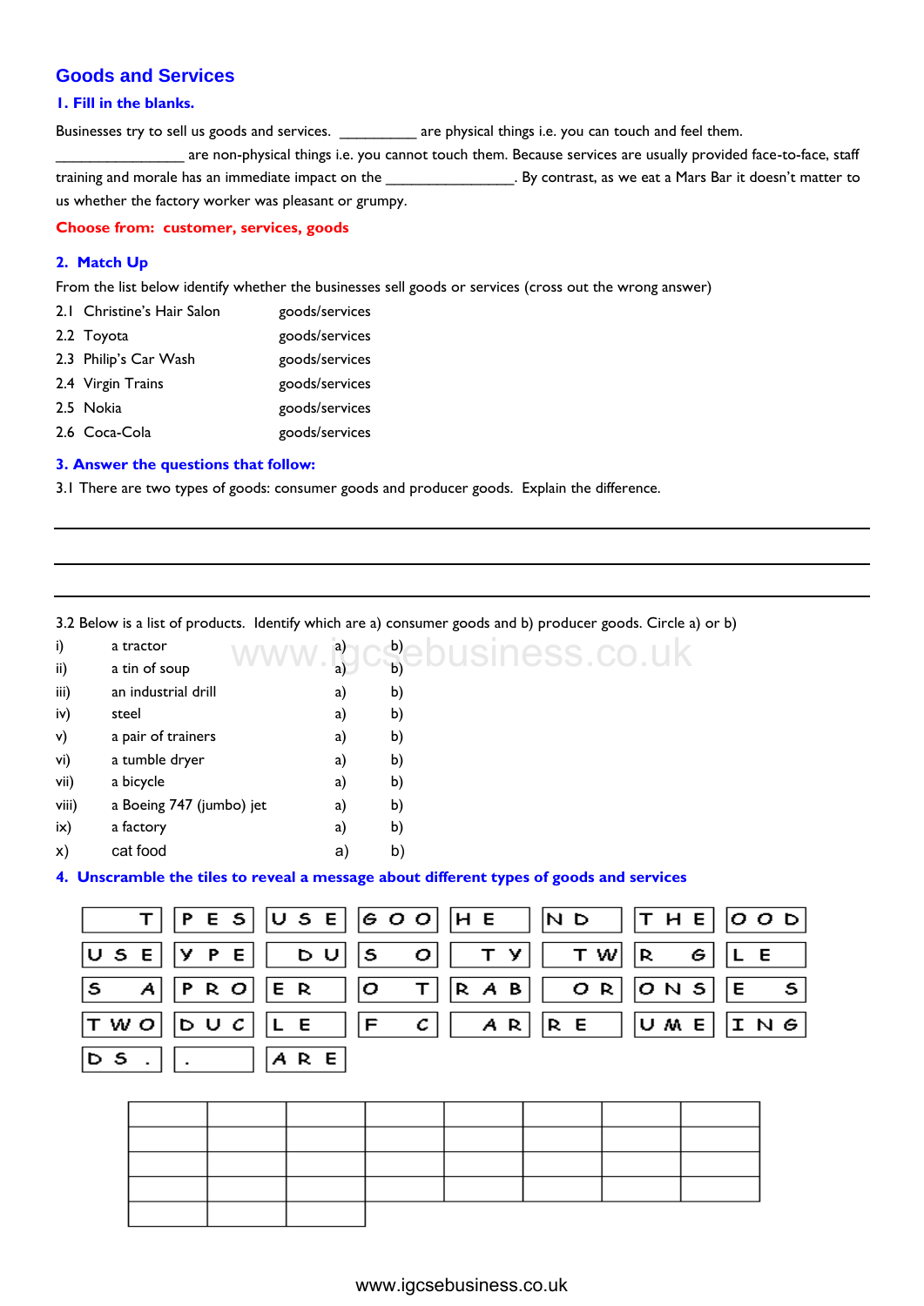## Goods and Services

### 1. Fill in the blanks.

Businesses try to sell us goods and services. __________ are physical things i.e. you can touch and feel them. ________________ are non-physical things i.e. you cannot touch them. Because services are usually provided face-to-face, staff training and morale has an immediate impact on the ________________. By contrast, as we eat a Mars Bar it doesn't matter to us whether the factory worker was pleasant or grumpy.

**Choose from: customer, services, goods**

### 2. Match Up

From the list below identify whether the businesses sell goods or services (cross out the wrong answer)

| | | |
|---|---|---|
| 2.1 | Christine's Hair Salon | goods/services |
| 2.2 | Toyota | goods/services |
| 2.3 | Philip's Car Wash | goods/services |
| 2.4 | Virgin Trains | goods/services |
| 2.5 | Nokia | goods/services |
| 2.6 | Coca-Cola | goods/services |

### 3. Answer the questions that follow:

3.1 There are two types of goods: consumer goods and producer goods. Explain the difference.

______________________________________________________________________

______________________________________________________________________

______________________________________________________________________

3.2 Below is a list of products. Identify which are a) consumer goods and b) producer goods. Circle a) or b)

| | | | |
|---|---|---|---|
| i) | a tractor | a) | b) |
| ii) | a tin of soup | a) | b) |
| iii) | an industrial drill | a) | b) |
| iv) | steel | a) | b) |
| v) | a pair of trainers | a) | b) |
| vi) | a tumble dryer | a) | b) |
| vii) | a bicycle | a) | b) |
| viii) | a Boeing 747 (jumbo) jet | a) | b) |
| ix) | a factory | a) | b) |
| x) | cat food | a) | b) |

### 4. Unscramble the tiles to reveal a message about different types of goods and services

| | | | | | | | |
|---|---|---|---|---|---|---|---|
| T | P E S | U S E | G O O | H E | N D | T H E | O O D |
| U S E | Y P E | D U | S O | T Y | T W | R G | L E |
| S A | P R O | E R | O T | R A B | O R | O N S | E S |
| T W O | D U C | L E | F C | A R | R E | U M E | I N G |
| D S . | . | A R E | | | | | |

| | | | | | | | |
|---|---|---|---|---|---|---|---|
| | | | | | | | |
| | | | | | | | |
| | | | | | | | |
| | | | | | | | |
| | | | | | | | |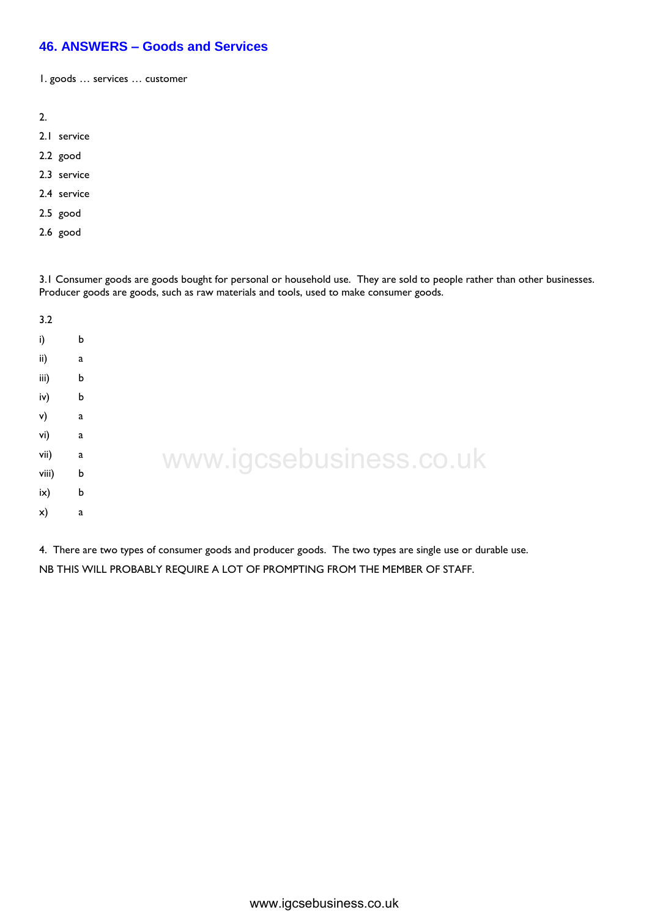## 46. ANSWERS – Goods and Services

1. goods … services … customer

2.

2.1 service

2.2 good

2.3 service

2.4 service

2.5 good

2.6 good

3.1 Consumer goods are goods bought for personal or household use. They are sold to people rather than other businesses. Producer goods are goods, such as raw materials and tools, used to make consumer goods.

3.2

i) b

ii) a

iii) b

iv) b

v) a

vi) a

vii) a

viii) b

ix) b

x) a

4. There are two types of consumer goods and producer goods. The two types are single use or durable use.

NB THIS WILL PROBABLY REQUIRE A LOT OF PROMPTING FROM THE MEMBER OF STAFF.